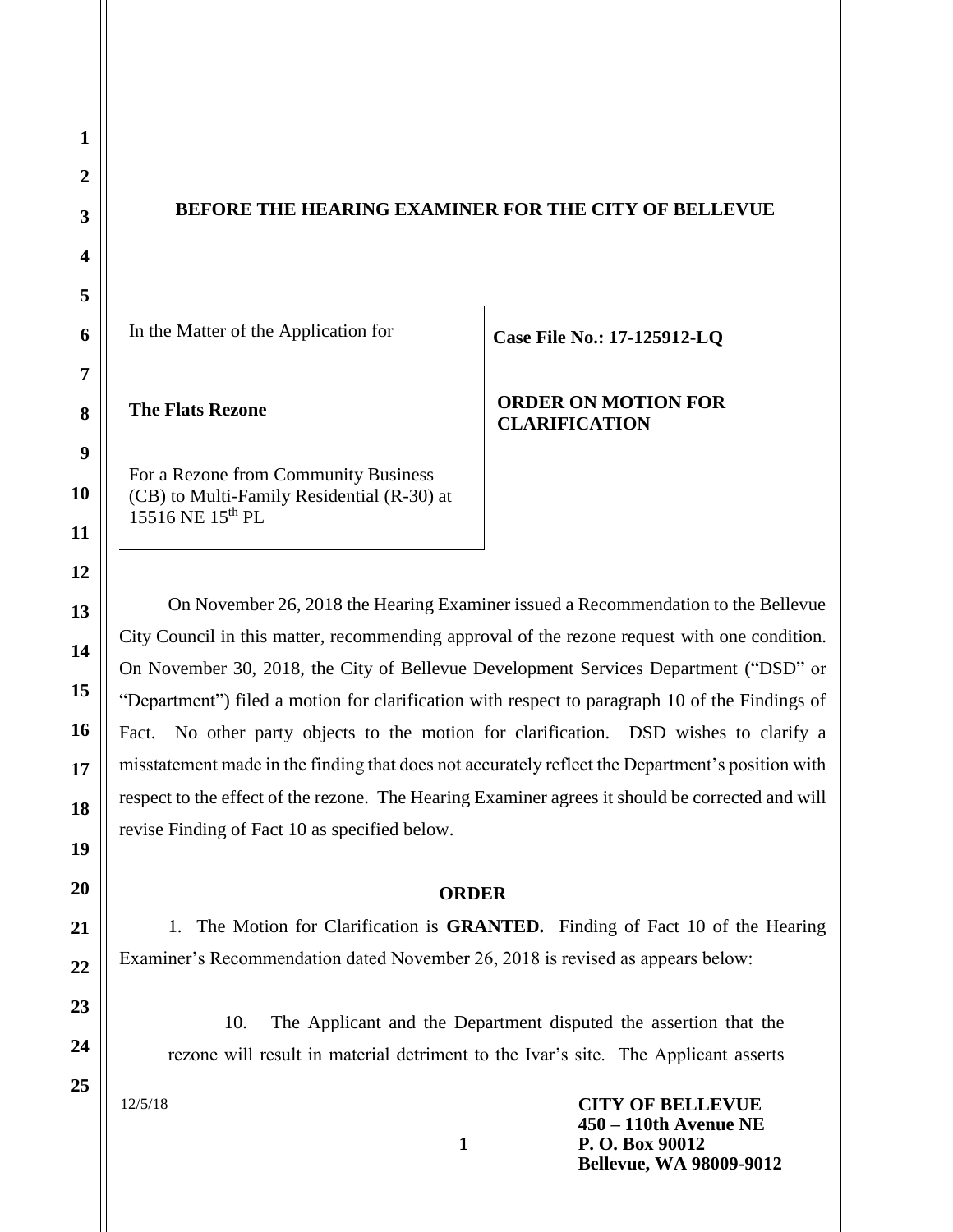**BEFORE THE HEARING EXAMINER FOR THE CITY OF BELLEVUE**

| | |
|---|---|
| In the Matter of the Application for<br><br>**The Flats Rezone**<br><br>For a Rezone from Community Business (CB) to Multi-Family Residential (R-30) at 15516 NE 15th PL | **Case File No.: 17-125912-LQ**<br><br>**ORDER ON MOTION FOR CLARIFICATION** |

On November 26, 2018 the Hearing Examiner issued a Recommendation to the Bellevue City Council in this matter, recommending approval of the rezone request with one condition. On November 30, 2018, the City of Bellevue Development Services Department ("DSD" or "Department") filed a motion for clarification with respect to paragraph 10 of the Findings of Fact. No other party objects to the motion for clarification. DSD wishes to clarify a misstatement made in the finding that does not accurately reflect the Department's position with respect to the effect of the rezone. The Hearing Examiner agrees it should be corrected and will revise Finding of Fact 10 as specified below.

**ORDER**

1. The Motion for Clarification is **GRANTED.** Finding of Fact 10 of the Hearing Examiner's Recommendation dated November 26, 2018 is revised as appears below:

> 10. The Applicant and the Department disputed the assertion that the rezone will result in material detriment to the Ivar's site. The Applicant asserts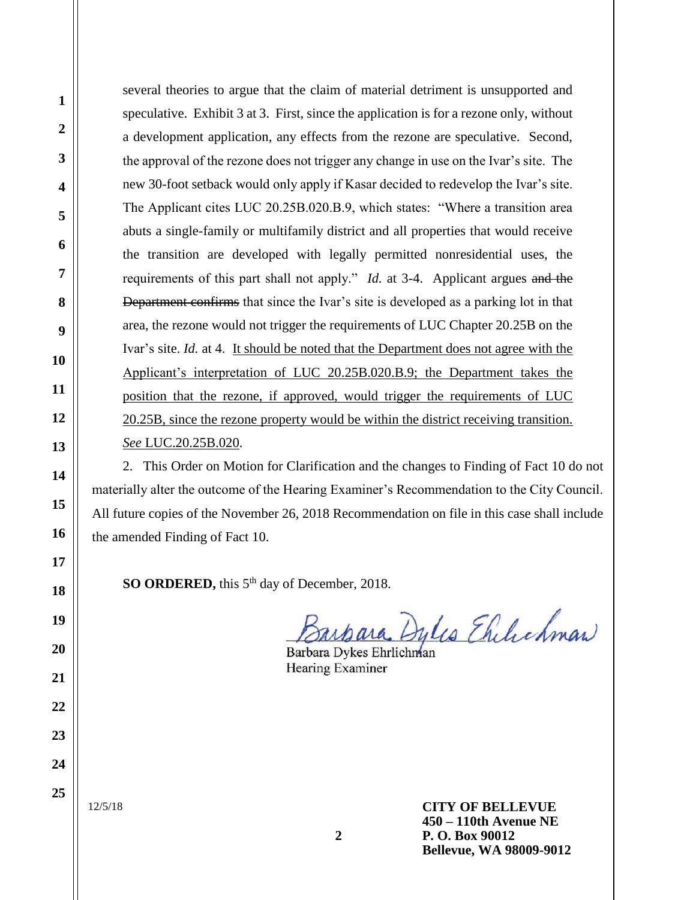several theories to argue that the claim of material detriment is unsupported and speculative. Exhibit 3 at 3. First, since the application is for a rezone only, without a development application, any effects from the rezone are speculative. Second, the approval of the rezone does not trigger any change in use on the Ivar's site. The new 30-foot setback would only apply if Kasar decided to redevelop the Ivar's site. The Applicant cites LUC 20.25B.020.B.9, which states: "Where a transition area abuts a single-family or multifamily district and all properties that would receive the transition are developed with legally permitted nonresidential uses, the requirements of this part shall not apply." *Id.* at 3-4. Applicant argues ~~and the Department confirms~~ that since the Ivar's site is developed as a parking lot in that area, the rezone would not trigger the requirements of LUC Chapter 20.25B on the Ivar's site. *Id.* at 4. <u>It should be noted that the Department does not agree with the Applicant's interpretation of LUC 20.25B.020.B.9; the Department takes the position that the rezone, if approved, would trigger the requirements of LUC 20.25B, since the rezone property would be within the district receiving transition. *See* LUC.20.25B.020</u>.

2. This Order on Motion for Clarification and the changes to Finding of Fact 10 do not materially alter the outcome of the Hearing Examiner's Recommendation to the City Council. All future copies of the November 26, 2018 Recommendation on file in this case shall include the amended Finding of Fact 10.

**SO ORDERED,** this 5th day of December, 2018.

Barbara Dykes Ehrlichman
Hearing Examiner

12/5/18

**CITY OF BELLEVUE**
**450 – 110th Avenue NE**
**P. O. Box 90012**
**Bellevue, WA 98009-9012**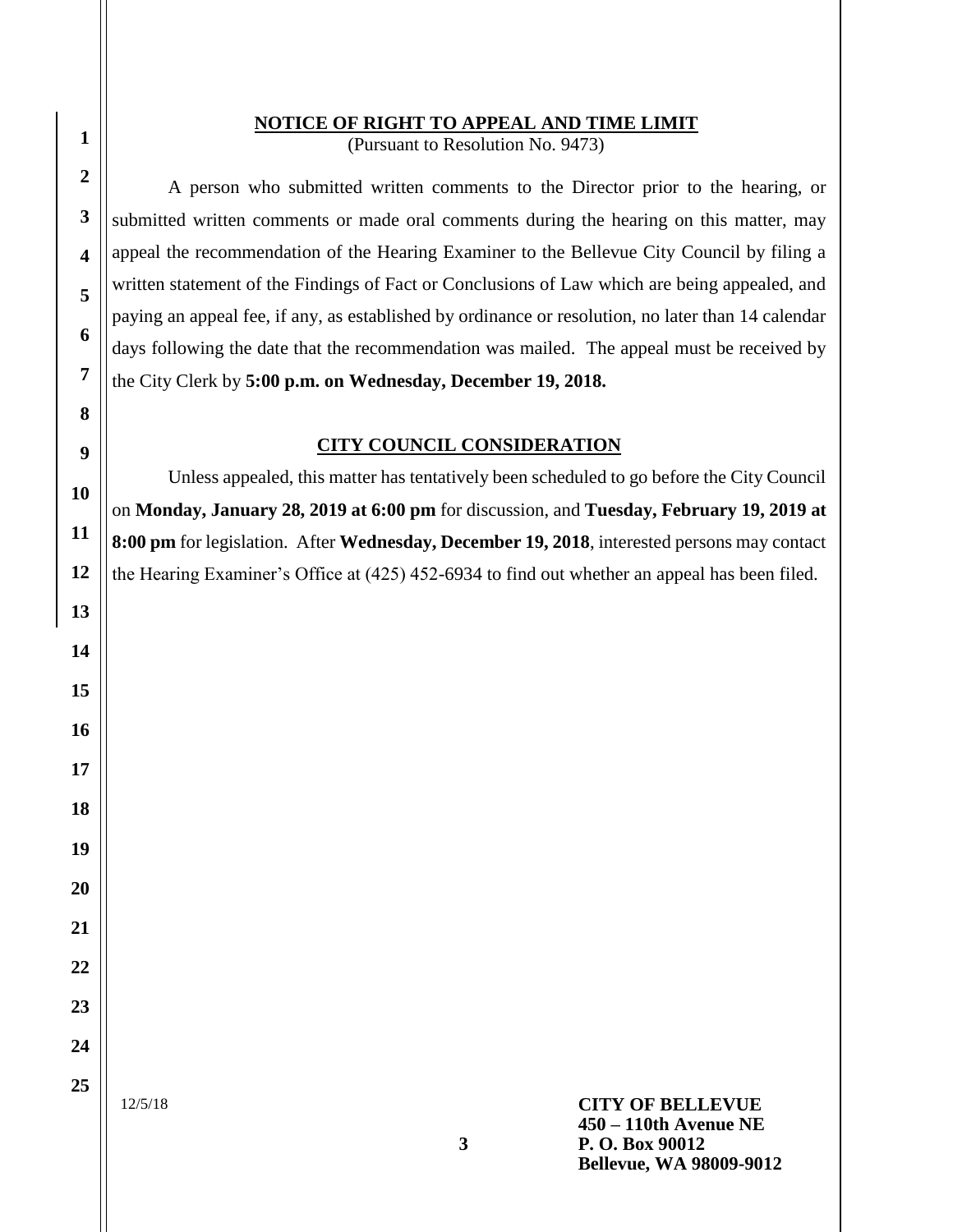## NOTICE OF RIGHT TO APPEAL AND TIME LIMIT

(Pursuant to Resolution No. 9473)

A person who submitted written comments to the Director prior to the hearing, or submitted written comments or made oral comments during the hearing on this matter, may appeal the recommendation of the Hearing Examiner to the Bellevue City Council by filing a written statement of the Findings of Fact or Conclusions of Law which are being appealed, and paying an appeal fee, if any, as established by ordinance or resolution, no later than 14 calendar days following the date that the recommendation was mailed. The appeal must be received by the City Clerk by **5:00 p.m. on Wednesday, December 19, 2018.**

## CITY COUNCIL CONSIDERATION

Unless appealed, this matter has tentatively been scheduled to go before the City Council on **Monday, January 28, 2019 at 6:00 pm** for discussion, and **Tuesday, February 19, 2019 at 8:00 pm** for legislation. After **Wednesday, December 19, 2018**, interested persons may contact the Hearing Examiner's Office at (425) 452-6934 to find out whether an appeal has been filed.

12/5/18

**CITY OF BELLEVUE**
**450 – 110th Avenue NE**
**P. O. Box 90012**
**Bellevue, WA 98009-9012**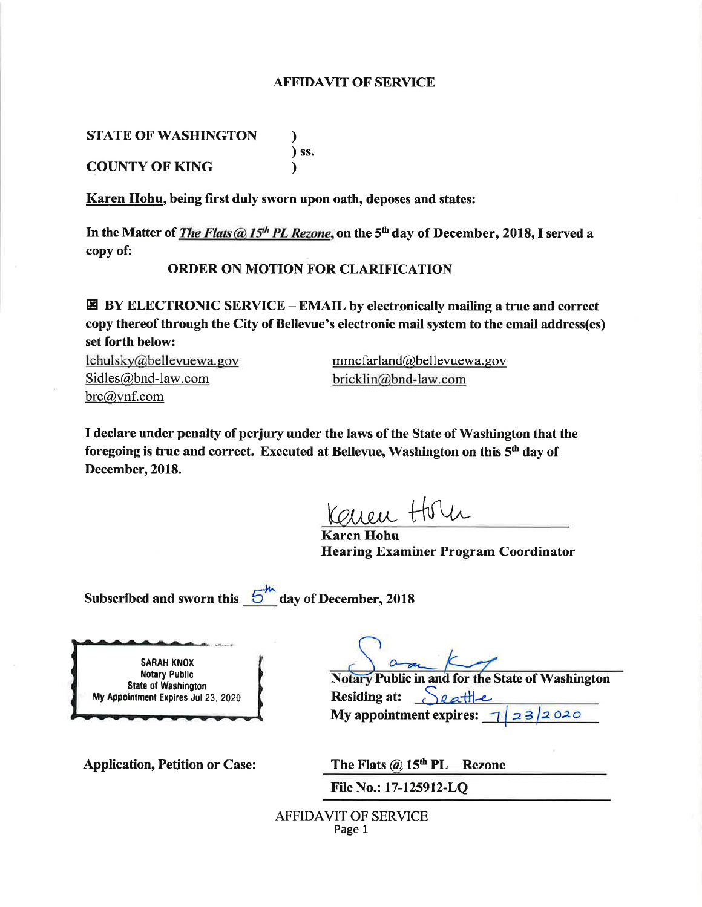# AFFIDAVIT OF SERVICE

**STATE OF WASHINGTON ) ) ss. COUNTY OF KING )**

**Karen Hohu, being first duly sworn upon oath, deposes and states:**

**In the Matter of *The Flats @ 15th PL Rezone*, on the 5th day of December, 2018, I served a copy of:**

**ORDER ON MOTION FOR CLARIFICATION**

**☒ BY ELECTRONIC SERVICE – EMAIL by electronically mailing a true and correct copy thereof through the City of Bellevue's electronic mail system to the email address(es) set forth below:**

lchulsky@bellevuewa.gov
mmcfarland@bellevuewa.gov
Sidles@bnd-law.com
bricklin@bnd-law.com
brc@vnf.com

**I declare under penalty of perjury under the laws of the State of Washington that the foregoing is true and correct. Executed at Bellevue, Washington on this 5th day of December, 2018.**

Karen Hohu

**Karen Hohu**
**Hearing Examiner Program Coordinator**

**Subscribed and sworn this 5th day of December, 2018**

SARAH KNOX
Notary Public
State of Washington
My Appointment Expires Jul 23, 2020

Sarah Knox

**Notary Public in and for the State of Washington**
**Residing at:** Seattle
**My appointment expires:** 7/23/2020

**Application, Petition or Case:** **The Flats @ 15th PL—Rezone**

**File No.: 17-125912-LQ**

AFFIDAVIT OF SERVICE